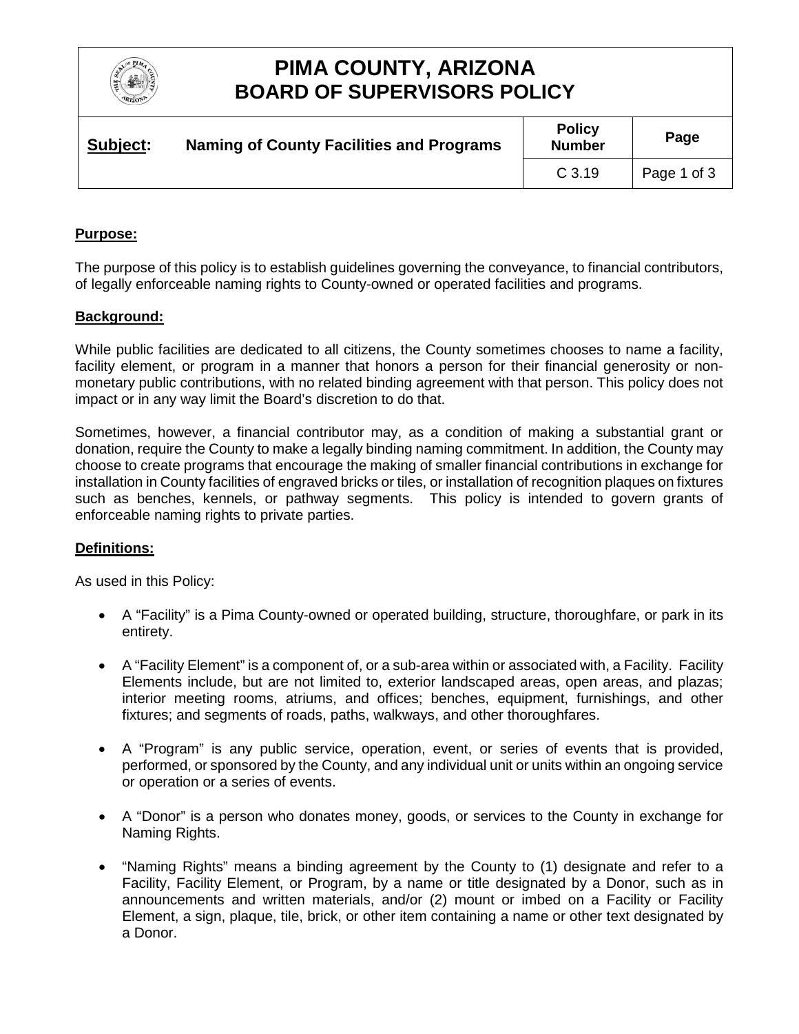# PIMA COUNTY, ARIZONA
# BOARD OF SUPERVISORS POLICY

| **Subject:** | **Naming of County Facilities and Programs** | **Policy Number** | **Page** |
|---|---|---|---|
| | | C 3.19 | Page 1 of 3 |

**Purpose:**

The purpose of this policy is to establish guidelines governing the conveyance, to financial contributors, of legally enforceable naming rights to County-owned or operated facilities and programs.

**Background:**

While public facilities are dedicated to all citizens, the County sometimes chooses to name a facility, facility element, or program in a manner that honors a person for their financial generosity or non-monetary public contributions, with no related binding agreement with that person. This policy does not impact or in any way limit the Board's discretion to do that.

Sometimes, however, a financial contributor may, as a condition of making a substantial grant or donation, require the County to make a legally binding naming commitment. In addition, the County may choose to create programs that encourage the making of smaller financial contributions in exchange for installation in County facilities of engraved bricks or tiles, or installation of recognition plaques on fixtures such as benches, kennels, or pathway segments. This policy is intended to govern grants of enforceable naming rights to private parties.

**Definitions:**

As used in this Policy:

- A "Facility" is a Pima County-owned or operated building, structure, thoroughfare, or park in its entirety.
- A "Facility Element" is a component of, or a sub-area within or associated with, a Facility. Facility Elements include, but are not limited to, exterior landscaped areas, open areas, and plazas; interior meeting rooms, atriums, and offices; benches, equipment, furnishings, and other fixtures; and segments of roads, paths, walkways, and other thoroughfares.
- A "Program" is any public service, operation, event, or series of events that is provided, performed, or sponsored by the County, and any individual unit or units within an ongoing service or operation or a series of events.
- A "Donor" is a person who donates money, goods, or services to the County in exchange for Naming Rights.
- "Naming Rights" means a binding agreement by the County to (1) designate and refer to a Facility, Facility Element, or Program, by a name or title designated by a Donor, such as in announcements and written materials, and/or (2) mount or imbed on a Facility or Facility Element, a sign, plaque, tile, brick, or other item containing a name or other text designated by a Donor.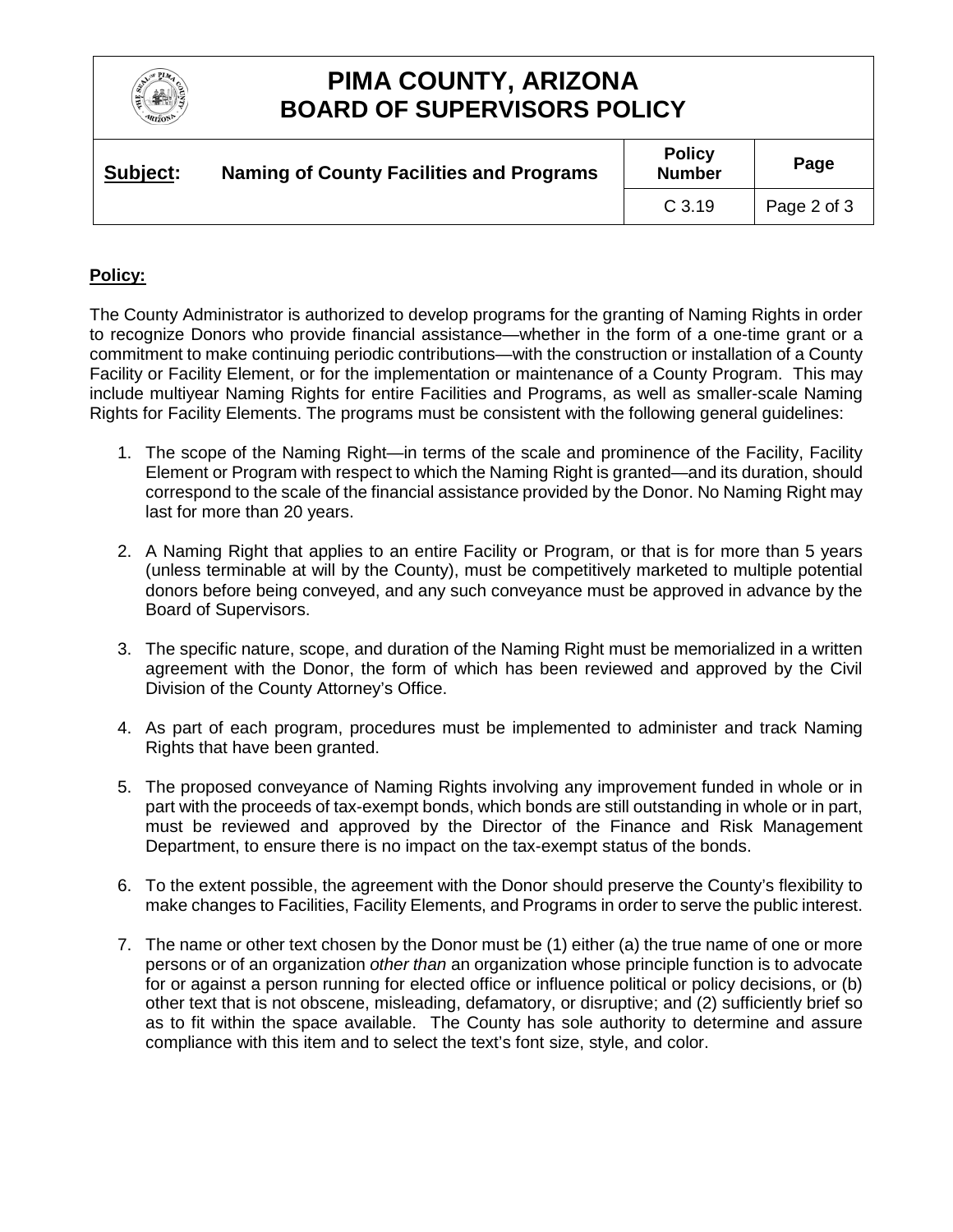**Policy:**

The County Administrator is authorized to develop programs for the granting of Naming Rights in order to recognize Donors who provide financial assistance—whether in the form of a one-time grant or a commitment to make continuing periodic contributions—with the construction or installation of a County Facility or Facility Element, or for the implementation or maintenance of a County Program. This may include multiyear Naming Rights for entire Facilities and Programs, as well as smaller-scale Naming Rights for Facility Elements. The programs must be consistent with the following general guidelines:

1. The scope of the Naming Right—in terms of the scale and prominence of the Facility, Facility Element or Program with respect to which the Naming Right is granted—and its duration, should correspond to the scale of the financial assistance provided by the Donor. No Naming Right may last for more than 20 years.

2. A Naming Right that applies to an entire Facility or Program, or that is for more than 5 years (unless terminable at will by the County), must be competitively marketed to multiple potential donors before being conveyed, and any such conveyance must be approved in advance by the Board of Supervisors.

3. The specific nature, scope, and duration of the Naming Right must be memorialized in a written agreement with the Donor, the form of which has been reviewed and approved by the Civil Division of the County Attorney's Office.

4. As part of each program, procedures must be implemented to administer and track Naming Rights that have been granted.

5. The proposed conveyance of Naming Rights involving any improvement funded in whole or in part with the proceeds of tax-exempt bonds, which bonds are still outstanding in whole or in part, must be reviewed and approved by the Director of the Finance and Risk Management Department, to ensure there is no impact on the tax-exempt status of the bonds.

6. To the extent possible, the agreement with the Donor should preserve the County's flexibility to make changes to Facilities, Facility Elements, and Programs in order to serve the public interest.

7. The name or other text chosen by the Donor must be (1) either (a) the true name of one or more persons or of an organization *other than* an organization whose principle function is to advocate for or against a person running for elected office or influence political or policy decisions, or (b) other text that is not obscene, misleading, defamatory, or disruptive; and (2) sufficiently brief so as to fit within the space available. The County has sole authority to determine and assure compliance with this item and to select the text's font size, style, and color.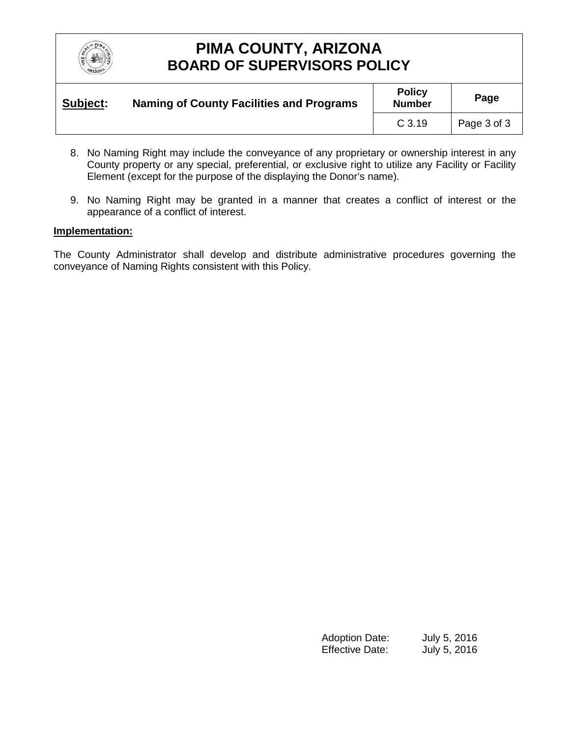8. No Naming Right may include the conveyance of any proprietary or ownership interest in any County property or any special, preferential, or exclusive right to utilize any Facility or Facility Element (except for the purpose of the displaying the Donor's name).

9. No Naming Right may be granted in a manner that creates a conflict of interest or the appearance of a conflict of interest.

**Implementation:**

The County Administrator shall develop and distribute administrative procedures governing the conveyance of Naming Rights consistent with this Policy.

Adoption Date: July 5, 2016
Effective Date: July 5, 2016